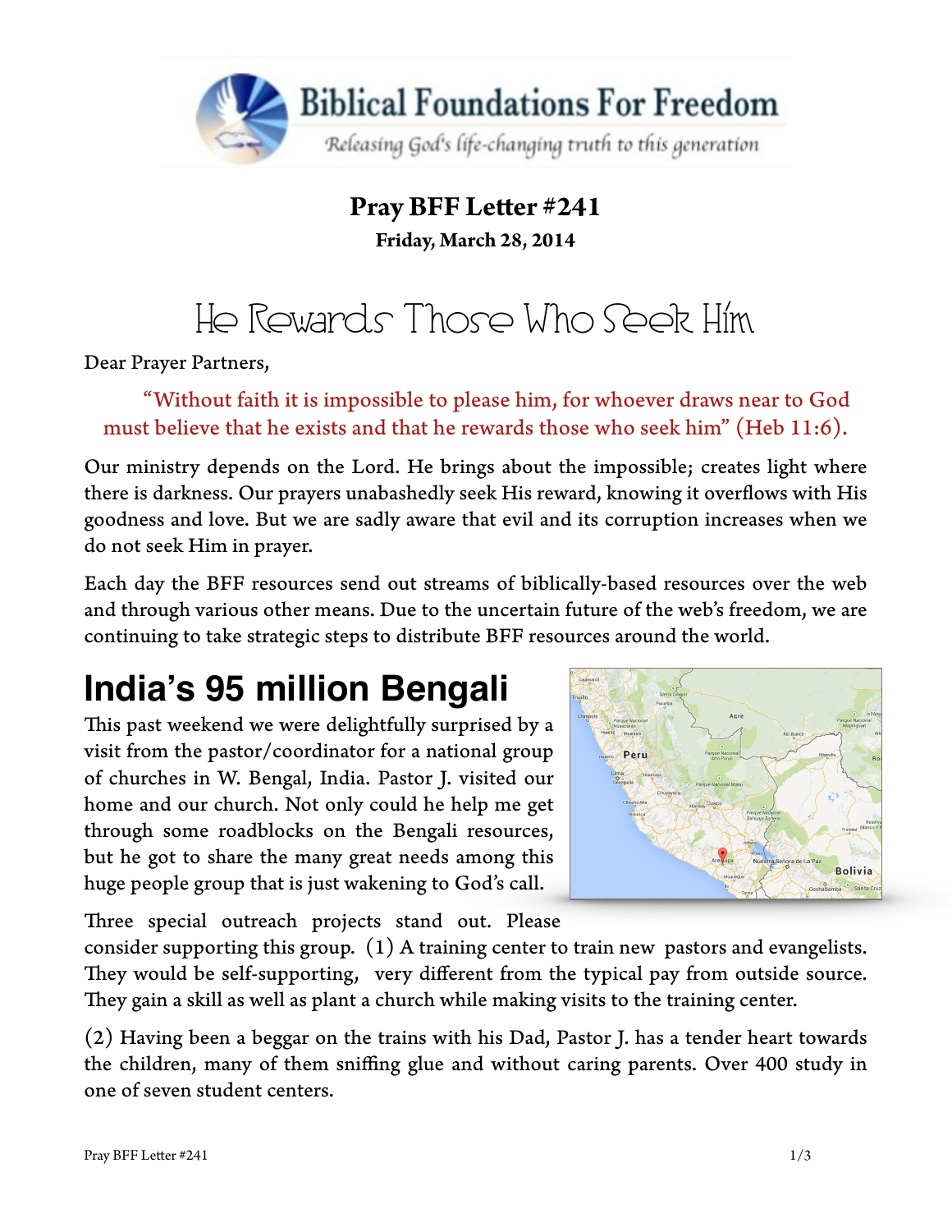# Pray BFF Letter #241

**Friday, March 28, 2014**

## He Rewards Those Who Seek Him

Dear Prayer Partners,

> "Without faith it is impossible to please him, for whoever draws near to God must believe that he exists and that he rewards those who seek him" (Heb 11:6).

Our ministry depends on the Lord. He brings about the impossible; creates light where there is darkness. Our prayers unabashedly seek His reward, knowing it overflows with His goodness and love. But we are sadly aware that evil and its corruption increases when we do not seek Him in prayer.

Each day the BFF resources send out streams of biblically-based resources over the web and through various other means. Due to the uncertain future of the web's freedom, we are continuing to take strategic steps to distribute BFF resources around the world.

## India's 95 million Bengali

This past weekend we were delightfully surprised by a visit from the pastor/coordinator for a national group of churches in W. Bengal, India. Pastor J. visited our home and our church. Not only could he help me get through some roadblocks on the Bengali resources, but he got to share the many great needs among this huge people group that is just wakening to God's call.

Three special outreach projects stand out. Please consider supporting this group. (1) A training center to train new pastors and evangelists. They would be self-supporting, very different from the typical pay from outside source. They gain a skill as well as plant a church while making visits to the training center.

(2) Having been a beggar on the trains with his Dad, Pastor J. has a tender heart towards the children, many of them sniffing glue and without caring parents. Over 400 study in one of seven student centers.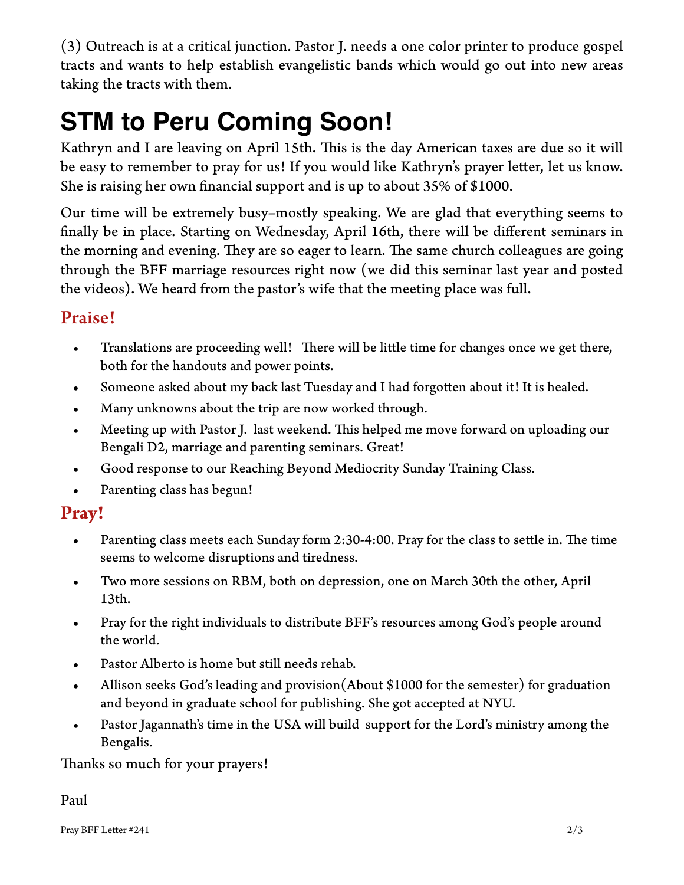(3) Outreach is at a critical junction. Pastor J. needs a one color printer to produce gospel tracts and wants to help establish evangelistic bands which would go out into new areas taking the tracts with them.

# STM to Peru Coming Soon!

Kathryn and I are leaving on April 15th. This is the day American taxes are due so it will be easy to remember to pray for us! If you would like Kathryn's prayer letter, let us know. She is raising her own financial support and is up to about 35% of $1000.

Our time will be extremely busy–mostly speaking. We are glad that everything seems to finally be in place. Starting on Wednesday, April 16th, there will be different seminars in the morning and evening. They are so eager to learn. The same church colleagues are going through the BFF marriage resources right now (we did this seminar last year and posted the videos). We heard from the pastor's wife that the meeting place was full.

## Praise!

- Translations are proceeding well! There will be little time for changes once we get there, both for the handouts and power points.
- Someone asked about my back last Tuesday and I had forgotten about it! It is healed.
- Many unknowns about the trip are now worked through.
- Meeting up with Pastor J. last weekend. This helped me move forward on uploading our Bengali D2, marriage and parenting seminars. Great!
- Good response to our Reaching Beyond Mediocrity Sunday Training Class.
- Parenting class has begun!

## Pray!

- Parenting class meets each Sunday form 2:30-4:00. Pray for the class to settle in. The time seems to welcome disruptions and tiredness.
- Two more sessions on RBM, both on depression, one on March 30th the other, April 13th.
- Pray for the right individuals to distribute BFF's resources among God's people around the world.
- Pastor Alberto is home but still needs rehab.
- Allison seeks God's leading and provision(About $1000 for the semester) for graduation and beyond in graduate school for publishing. She got accepted at NYU.
- Pastor Jagannath's time in the USA will build support for the Lord's ministry among the Bengalis.

Thanks so much for your prayers!

Paul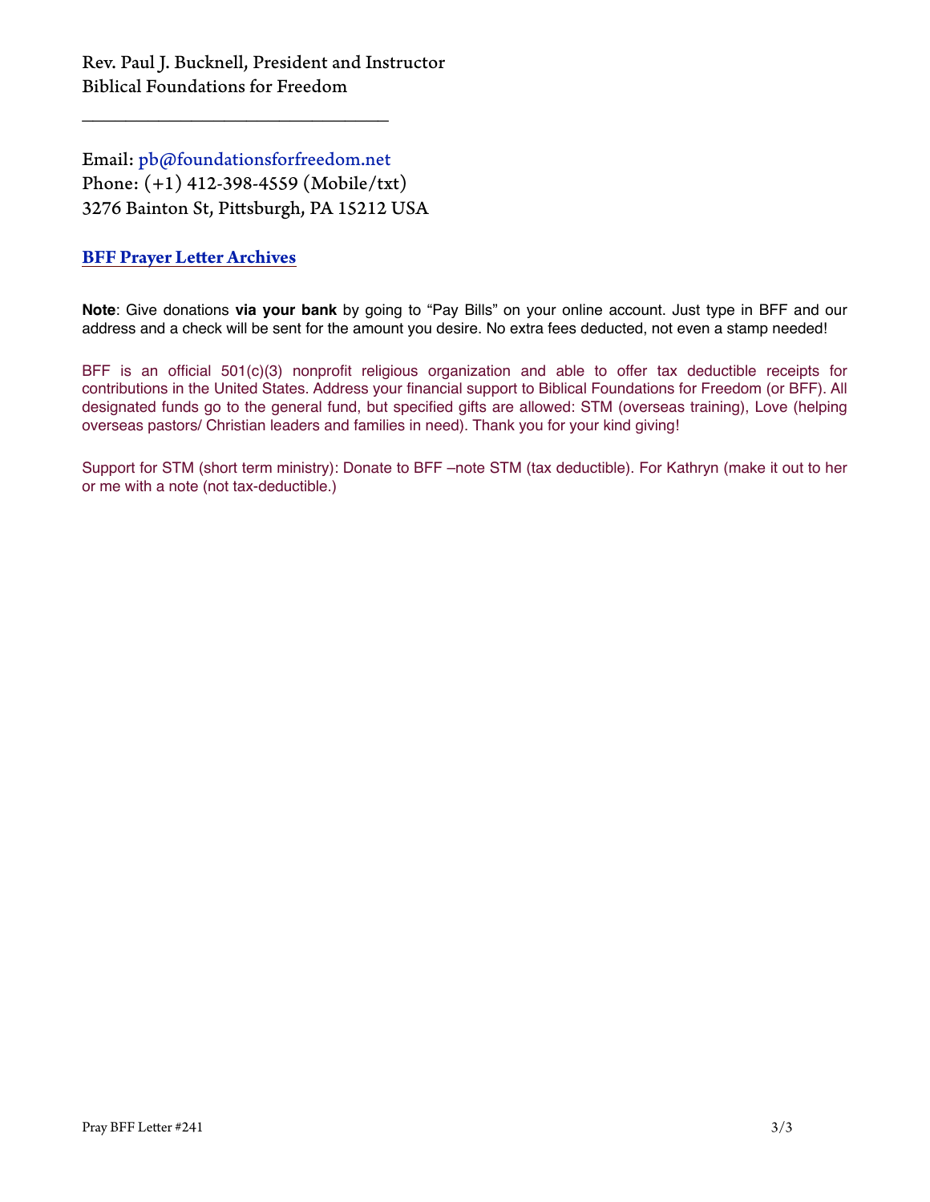Rev. Paul J. Bucknell, President and Instructor
Biblical Foundations for Freedom

---

Email: pb@foundationsforfreedom.net
Phone: (+1) 412-398-4559 (Mobile/txt)
3276 Bainton St, Pittsburgh, PA 15212 USA

**BFF Prayer Letter Archives**

**Note**: Give donations **via your bank** by going to "Pay Bills" on your online account. Just type in BFF and our address and a check will be sent for the amount you desire. No extra fees deducted, not even a stamp needed!

BFF is an official 501(c)(3) nonprofit religious organization and able to offer tax deductible receipts for contributions in the United States. Address your financial support to Biblical Foundations for Freedom (or BFF). All designated funds go to the general fund, but specified gifts are allowed: STM (overseas training), Love (helping overseas pastors/ Christian leaders and families in need). Thank you for your kind giving!

Support for STM (short term ministry): Donate to BFF –note STM (tax deductible). For Kathryn (make it out to her or me with a note (not tax-deductible.)